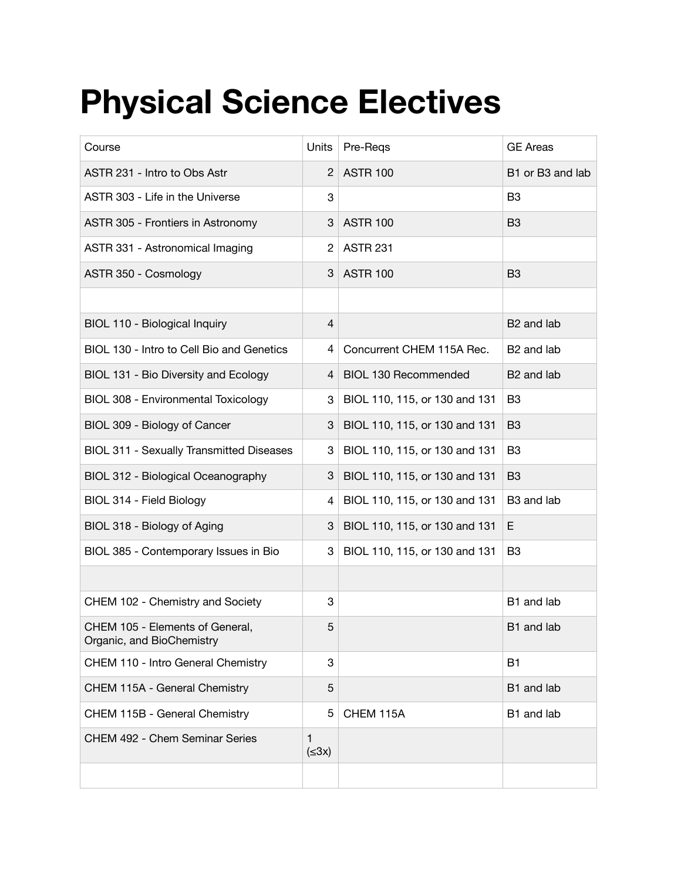# Physical Science Electives

| Course | Units | Pre-Reqs | GE Areas |
|---|---|---|---|
| ASTR 231 - Intro to Obs Astr | 2 | ASTR 100 | B1 or B3 and lab |
| ASTR 303 - Life in the Universe | 3 | | B3 |
| ASTR 305 - Frontiers in Astronomy | 3 | ASTR 100 | B3 |
| ASTR 331 - Astronomical Imaging | 2 | ASTR 231 | |
| ASTR 350 - Cosmology | 3 | ASTR 100 | B3 |
| | | | |
| BIOL 110 - Biological Inquiry | 4 | | B2 and lab |
| BIOL 130 - Intro to Cell Bio and Genetics | 4 | Concurrent CHEM 115A Rec. | B2 and lab |
| BIOL 131 - Bio Diversity and Ecology | 4 | BIOL 130 Recommended | B2 and lab |
| BIOL 308 - Environmental Toxicology | 3 | BIOL 110, 115, or 130 and 131 | B3 |
| BIOL 309 - Biology of Cancer | 3 | BIOL 110, 115, or 130 and 131 | B3 |
| BIOL 311 - Sexually Transmitted Diseases | 3 | BIOL 110, 115, or 130 and 131 | B3 |
| BIOL 312 - Biological Oceanography | 3 | BIOL 110, 115, or 130 and 131 | B3 |
| BIOL 314 - Field Biology | 4 | BIOL 110, 115, or 130 and 131 | B3 and lab |
| BIOL 318 - Biology of Aging | 3 | BIOL 110, 115, or 130 and 131 | E |
| BIOL 385 - Contemporary Issues in Bio | 3 | BIOL 110, 115, or 130 and 131 | B3 |
| | | | |
| CHEM 102 - Chemistry and Society | 3 | | B1 and lab |
| CHEM 105 - Elements of General, Organic, and BioChemistry | 5 | | B1 and lab |
| CHEM 110 - Intro General Chemistry | 3 | | B1 |
| CHEM 115A - General Chemistry | 5 | | B1 and lab |
| CHEM 115B - General Chemistry | 5 | CHEM 115A | B1 and lab |
| CHEM 492 - Chem Seminar Series | 1 (≤3x) | | |
| | | | |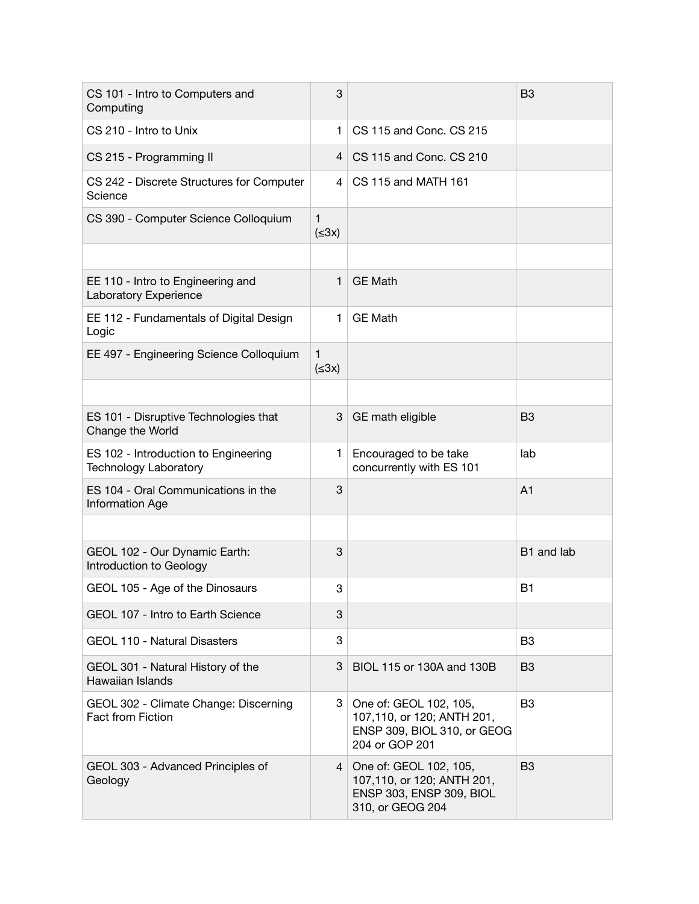| | | | |
|---|---|---|---|
| CS 101 - Intro to Computers and Computing | 3 | | B3 |
| CS 210 - Intro to Unix | 1 | CS 115 and Conc. CS 215 | |
| CS 215 - Programming II | 4 | CS 115 and Conc. CS 210 | |
| CS 242 - Discrete Structures for Computer Science | 4 | CS 115 and MATH 161 | |
| CS 390 - Computer Science Colloquium | 1 (≤3x) | | |
| | | | |
| EE 110 - Intro to Engineering and Laboratory Experience | 1 | GE Math | |
| EE 112 - Fundamentals of Digital Design Logic | 1 | GE Math | |
| EE 497 - Engineering Science Colloquium | 1 (≤3x) | | |
| | | | |
| ES 101 - Disruptive Technologies that Change the World | 3 | GE math eligible | B3 |
| ES 102 - Introduction to Engineering Technology Laboratory | 1 | Encouraged to be take concurrently with ES 101 | lab |
| ES 104 - Oral Communications in the Information Age | 3 | | A1 |
| | | | |
| GEOL 102 - Our Dynamic Earth: Introduction to Geology | 3 | | B1 and lab |
| GEOL 105 - Age of the Dinosaurs | 3 | | B1 |
| GEOL 107 - Intro to Earth Science | 3 | | |
| GEOL 110 - Natural Disasters | 3 | | B3 |
| GEOL 301 - Natural History of the Hawaiian Islands | 3 | BIOL 115 or 130A and 130B | B3 |
| GEOL 302 - Climate Change: Discerning Fact from Fiction | 3 | One of: GEOL 102, 105, 107,110, or 120; ANTH 201, ENSP 309, BIOL 310, or GEOG 204 or GOP 201 | B3 |
| GEOL 303 - Advanced Principles of Geology | 4 | One of: GEOL 102, 105, 107,110, or 120; ANTH 201, ENSP 303, ENSP 309, BIOL 310, or GEOG 204 | B3 |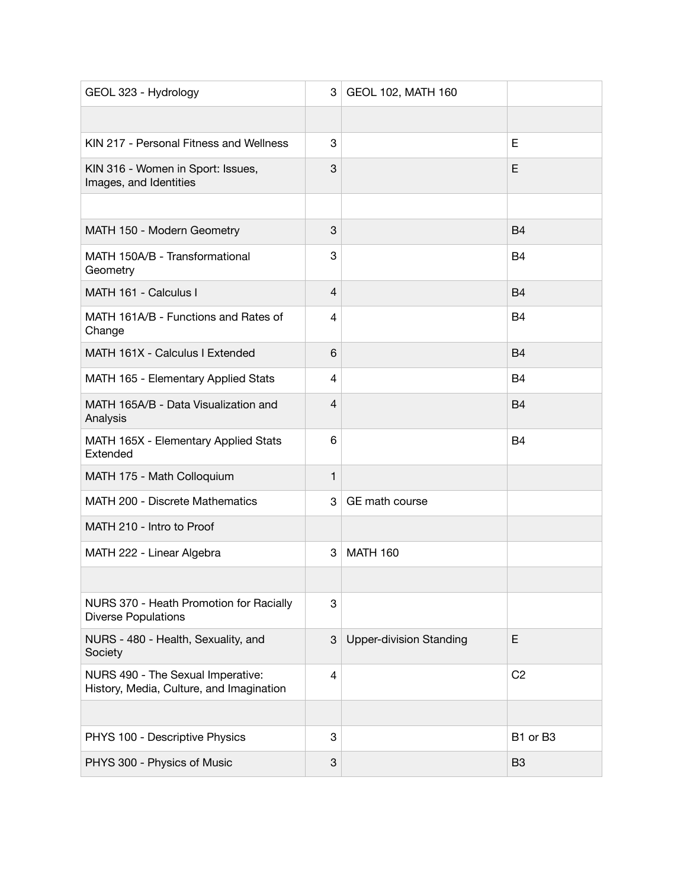| | | | |
|---|---|---|---|
| GEOL 323 - Hydrology | 3 | GEOL 102, MATH 160 | |
| | | | |
| KIN 217 - Personal Fitness and Wellness | 3 | | E |
| KIN 316 - Women in Sport: Issues, Images, and Identities | 3 | | E |
| | | | |
| MATH 150 - Modern Geometry | 3 | | B4 |
| MATH 150A/B - Transformational Geometry | 3 | | B4 |
| MATH 161 - Calculus I | 4 | | B4 |
| MATH 161A/B - Functions and Rates of Change | 4 | | B4 |
| MATH 161X - Calculus I Extended | 6 | | B4 |
| MATH 165 - Elementary Applied Stats | 4 | | B4 |
| MATH 165A/B - Data Visualization and Analysis | 4 | | B4 |
| MATH 165X - Elementary Applied Stats Extended | 6 | | B4 |
| MATH 175 - Math Colloquium | 1 | | |
| MATH 200 - Discrete Mathematics | 3 | GE math course | |
| MATH 210 - Intro to Proof | | | |
| MATH 222 - Linear Algebra | 3 | MATH 160 | |
| | | | |
| NURS 370 - Heath Promotion for Racially Diverse Populations | 3 | | |
| NURS - 480 - Health, Sexuality, and Society | 3 | Upper-division Standing | E |
| NURS 490 - The Sexual Imperative: History, Media, Culture, and Imagination | 4 | | C2 |
| | | | |
| PHYS 100 - Descriptive Physics | 3 | | B1 or B3 |
| PHYS 300 - Physics of Music | 3 | | B3 |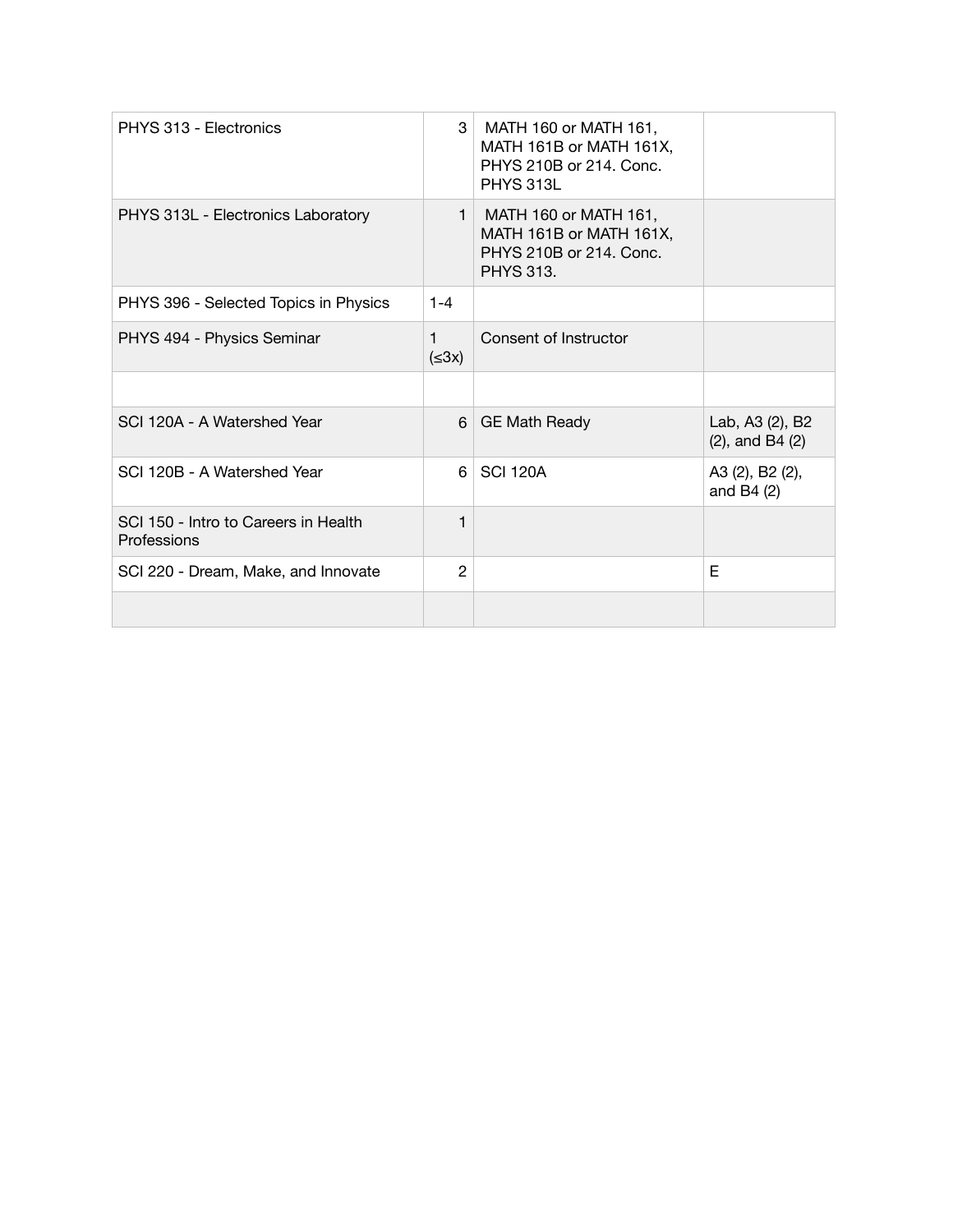| | | | |
|---|---|---|---|
| PHYS 313 - Electronics | 3 | MATH 160 or MATH 161, MATH 161B or MATH 161X, PHYS 210B or 214. Conc. PHYS 313L | |
| PHYS 313L - Electronics Laboratory | 1 | MATH 160 or MATH 161, MATH 161B or MATH 161X, PHYS 210B or 214. Conc. PHYS 313. | |
| PHYS 396 - Selected Topics in Physics | 1-4 | | |
| PHYS 494 - Physics Seminar | 1 (≤3x) | Consent of Instructor | |
| | | | |
| SCI 120A - A Watershed Year | 6 | GE Math Ready | Lab, A3 (2), B2 (2), and B4 (2) |
| SCI 120B - A Watershed Year | 6 | SCI 120A | A3 (2), B2 (2), and B4 (2) |
| SCI 150 - Intro to Careers in Health Professions | 1 | | |
| SCI 220 - Dream, Make, and Innovate | 2 | | E |
| | | | |